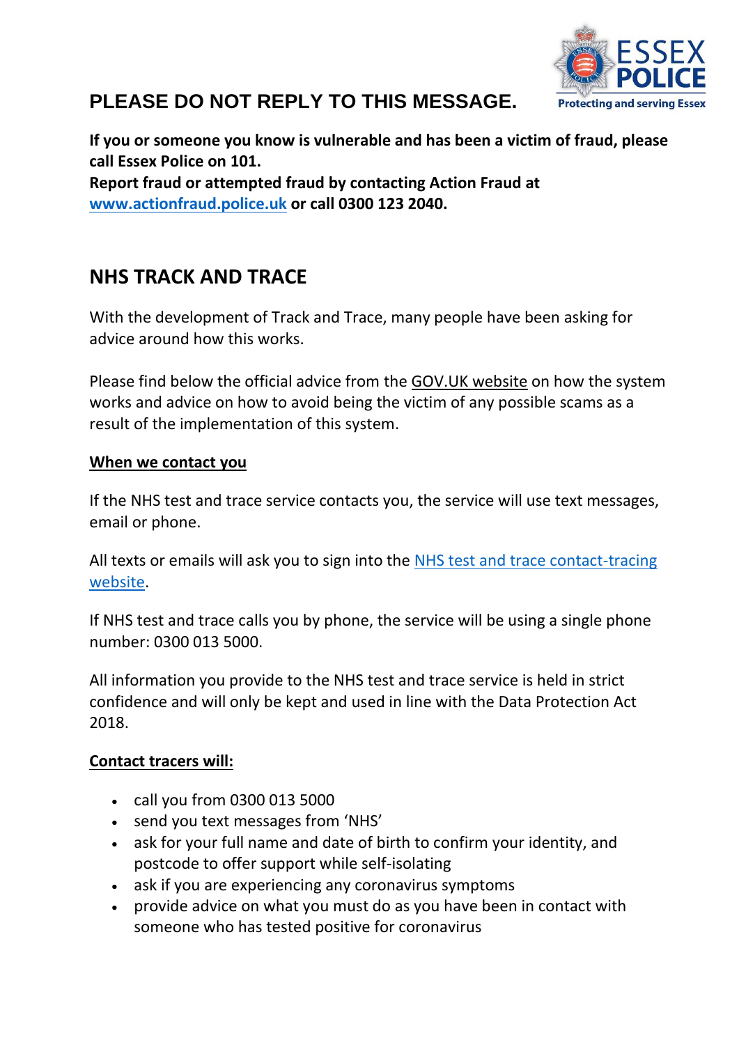## PLEASE DO NOT REPLY TO THIS MESSAGE.

**If you or someone you know is vulnerable and has been a victim of fraud, please call Essex Police on 101.**
**Report fraud or attempted fraud by contacting Action Fraud at [www.actionfraud.police.uk](http://www.actionfraud.police.uk) or call 0300 123 2040.**

## NHS TRACK AND TRACE

With the development of Track and Trace, many people have been asking for advice around how this works.

Please find below the official advice from the GOV.UK website on how the system works and advice on how to avoid being the victim of any possible scams as a result of the implementation of this system.

**When we contact you**

If the NHS test and trace service contacts you, the service will use text messages, email or phone.

All texts or emails will ask you to sign into the NHS test and trace contact-tracing website.

If NHS test and trace calls you by phone, the service will be using a single phone number: 0300 013 5000.

All information you provide to the NHS test and trace service is held in strict confidence and will only be kept and used in line with the Data Protection Act 2018.

**Contact tracers will:**

- call you from 0300 013 5000
- send you text messages from 'NHS'
- ask for your full name and date of birth to confirm your identity, and postcode to offer support while self-isolating
- ask if you are experiencing any coronavirus symptoms
- provide advice on what you must do as you have been in contact with someone who has tested positive for coronavirus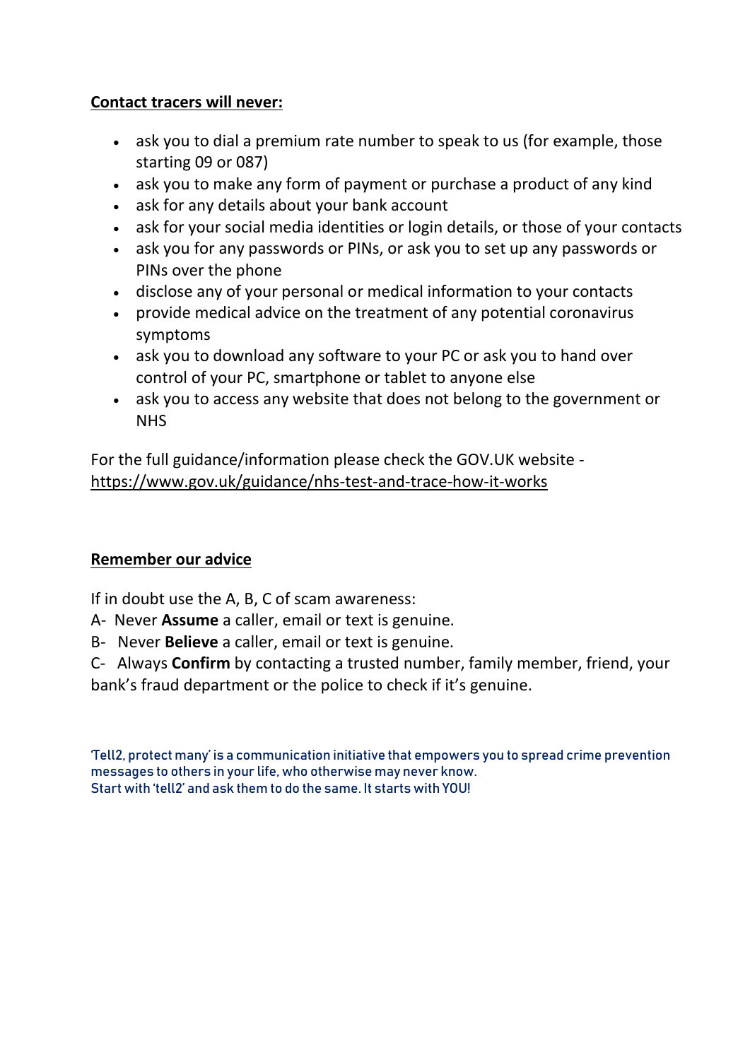**Contact tracers will never:**

- ask you to dial a premium rate number to speak to us (for example, those starting 09 or 087)
- ask you to make any form of payment or purchase a product of any kind
- ask for any details about your bank account
- ask for your social media identities or login details, or those of your contacts
- ask you for any passwords or PINs, or ask you to set up any passwords or PINs over the phone
- disclose any of your personal or medical information to your contacts
- provide medical advice on the treatment of any potential coronavirus symptoms
- ask you to download any software to your PC or ask you to hand over control of your PC, smartphone or tablet to anyone else
- ask you to access any website that does not belong to the government or NHS

For the full guidance/information please check the GOV.UK website - https://www.gov.uk/guidance/nhs-test-and-trace-how-it-works

**Remember our advice**

If in doubt use the A, B, C of scam awareness:
A- Never **Assume** a caller, email or text is genuine.
B- Never **Believe** a caller, email or text is genuine.
C- Always **Confirm** by contacting a trusted number, family member, friend, your bank's fraud department or the police to check if it's genuine.

'Tell2, protect many' is a communication initiative that empowers you to spread crime prevention messages to others in your life, who otherwise may never know.
Start with 'tell2' and ask them to do the same. It starts with YOU!